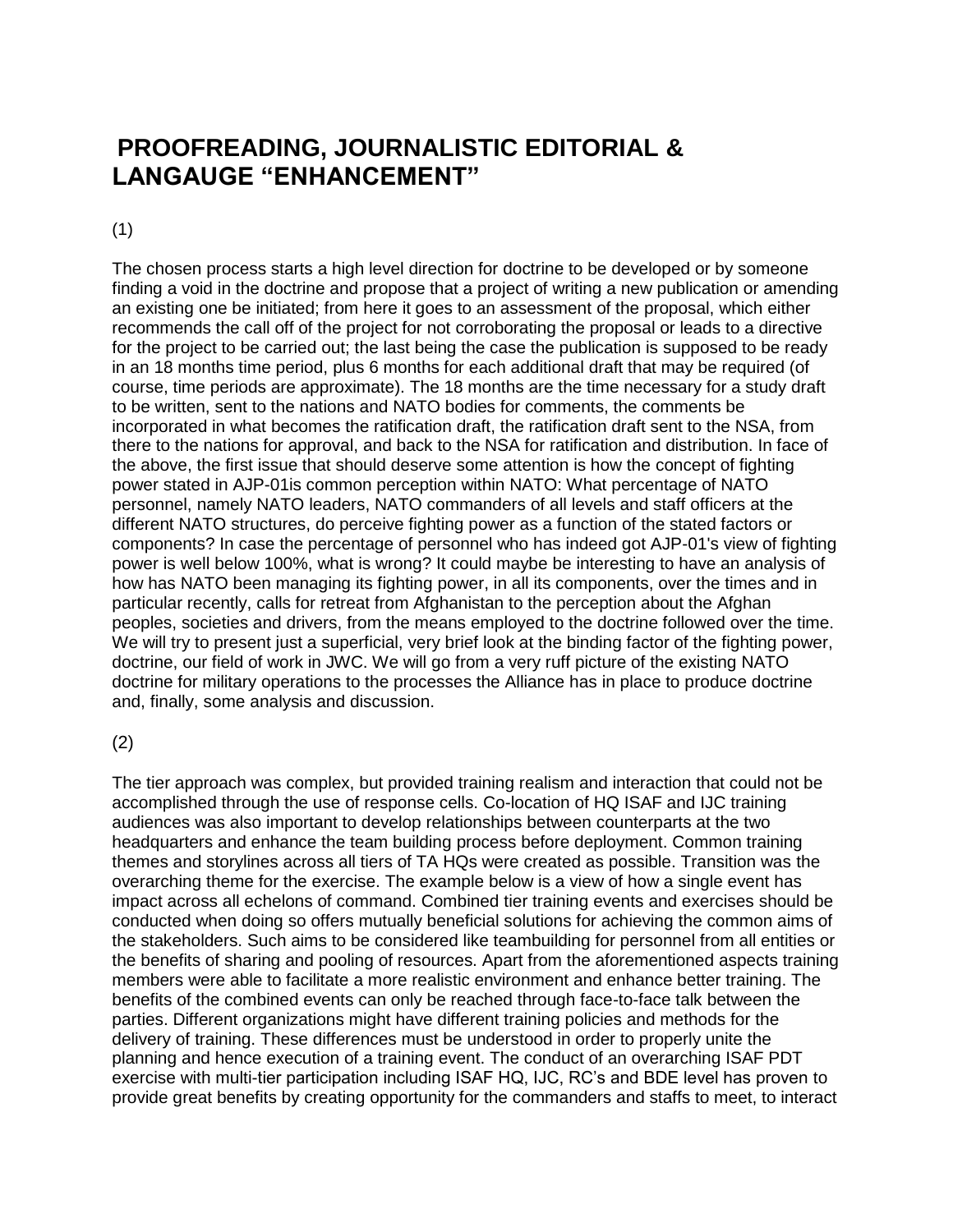# PROOFREADING, JOURNALISTIC EDITORIAL & LANGAUGE "ENHANCEMENT"

(1)

The chosen process starts a high level direction for doctrine to be developed or by someone finding a void in the doctrine and propose that a project of writing a new publication or amending an existing one be initiated; from here it goes to an assessment of the proposal, which either recommends the call off of the project for not corroborating the proposal or leads to a directive for the project to be carried out; the last being the case the publication is supposed to be ready in an 18 months time period, plus 6 months for each additional draft that may be required (of course, time periods are approximate). The 18 months are the time necessary for a study draft to be written, sent to the nations and NATO bodies for comments, the comments be incorporated in what becomes the ratification draft, the ratification draft sent to the NSA, from there to the nations for approval, and back to the NSA for ratification and distribution. In face of the above, the first issue that should deserve some attention is how the concept of fighting power stated in AJP-01is common perception within NATO: What percentage of NATO personnel, namely NATO leaders, NATO commanders of all levels and staff officers at the different NATO structures, do perceive fighting power as a function of the stated factors or components? In case the percentage of personnel who has indeed got AJP-01's view of fighting power is well below 100%, what is wrong? It could maybe be interesting to have an analysis of how has NATO been managing its fighting power, in all its components, over the times and in particular recently, calls for retreat from Afghanistan to the perception about the Afghan peoples, societies and drivers, from the means employed to the doctrine followed over the time. We will try to present just a superficial, very brief look at the binding factor of the fighting power, doctrine, our field of work in JWC. We will go from a very ruff picture of the existing NATO doctrine for military operations to the processes the Alliance has in place to produce doctrine and, finally, some analysis and discussion.

(2)

The tier approach was complex, but provided training realism and interaction that could not be accomplished through the use of response cells. Co-location of HQ ISAF and IJC training audiences was also important to develop relationships between counterparts at the two headquarters and enhance the team building process before deployment. Common training themes and storylines across all tiers of TA HQs were created as possible. Transition was the overarching theme for the exercise. The example below is a view of how a single event has impact across all echelons of command. Combined tier training events and exercises should be conducted when doing so offers mutually beneficial solutions for achieving the common aims of the stakeholders. Such aims to be considered like teambuilding for personnel from all entities or the benefits of sharing and pooling of resources. Apart from the aforementioned aspects training members were able to facilitate a more realistic environment and enhance better training. The benefits of the combined events can only be reached through face-to-face talk between the parties. Different organizations might have different training policies and methods for the delivery of training. These differences must be understood in order to properly unite the planning and hence execution of a training event. The conduct of an overarching ISAF PDT exercise with multi-tier participation including ISAF HQ, IJC, RC's and BDE level has proven to provide great benefits by creating opportunity for the commanders and staffs to meet, to interact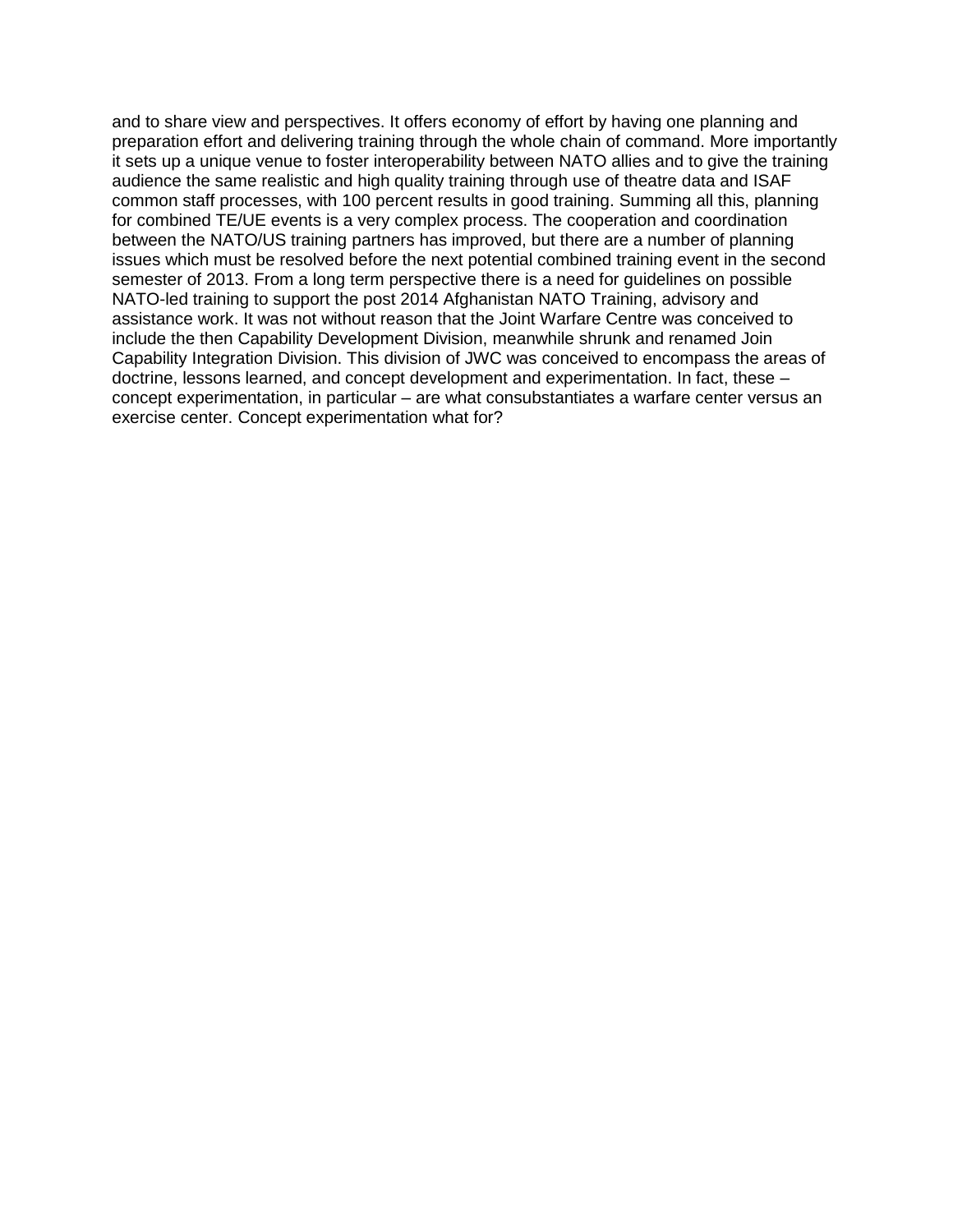and to share view and perspectives. It offers economy of effort by having one planning and preparation effort and delivering training through the whole chain of command. More importantly it sets up a unique venue to foster interoperability between NATO allies and to give the training audience the same realistic and high quality training through use of theatre data and ISAF common staff processes, with 100 percent results in good training. Summing all this, planning for combined TE/UE events is a very complex process. The cooperation and coordination between the NATO/US training partners has improved, but there are a number of planning issues which must be resolved before the next potential combined training event in the second semester of 2013. From a long term perspective there is a need for guidelines on possible NATO-led training to support the post 2014 Afghanistan NATO Training, advisory and assistance work. It was not without reason that the Joint Warfare Centre was conceived to include the then Capability Development Division, meanwhile shrunk and renamed Join Capability Integration Division. This division of JWC was conceived to encompass the areas of doctrine, lessons learned, and concept development and experimentation. In fact, these – concept experimentation, in particular – are what consubstantiates a warfare center versus an exercise center. Concept experimentation what for?